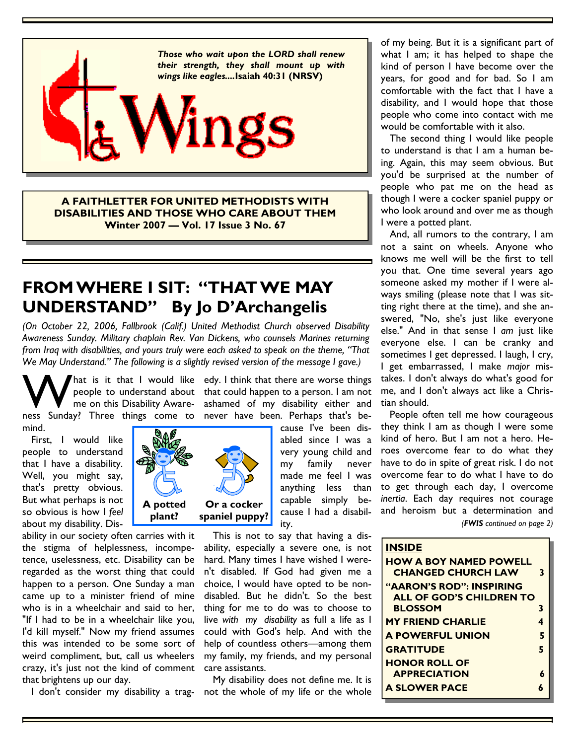*Those who wait upon the LORD shall renew their strength, they shall mount up with wings like eagles....***Isaiah 40:31 (NRSV)**

# Wings

**A FAITHLETTER FOR UNITED METHODISTS WITH DISABILITIES AND THOSE WHO CARE ABOUT THEM**
**Winter 2007 — Vol. 17 Issue 3 No. 67**

## FROM WHERE I SIT: "THAT WE MAY UNDERSTAND" By Jo D'Archangelis

*(On October 22, 2006, Fallbrook (Calif.) United Methodist Church observed Disability Awareness Sunday. Military chaplain Rev. Van Dickens, who counsels Marines returning from Iraq with disabilities, and yours truly were each asked to speak on the theme, "That We May Understand." The following is a slightly revised version of the message I gave.)*

What is it that I would like people to understand about me on this Disability Awareness Sunday? Three things come to mind.

First, I would like people to understand that I have a disability. Well, you might say, that's pretty obvious. But what perhaps is not so obvious is how I *feel* about my disability. Disability in our society often carries with it the stigma of helplessness, incompetence, uselessness, etc. Disability can be regarded as the worst thing that could happen to a person. One Sunday a man came up to a minister friend of mine who is in a wheelchair and said to her, "If I had to be in a wheelchair like you, I'd kill myself." Now my friend assumes this was intended to be some sort of weird compliment, but, call us wheelers crazy, it's just not the kind of comment that brightens up our day.

I don't consider my disability a tragedy. I think that there are worse things that could happen to a person. I am not ashamed of my disability either and never have been. Perhaps that's because I've been disabled since I was a very young child and my family never made me feel I was anything less than capable simply because I had a disability.

**A potted plant?** **Or a cocker spaniel puppy?**

This is not to say that having a disability, especially a severe one, is not hard. Many times I have wished I weren't disabled. If God had given me a choice, I would have opted to be non-disabled. But he didn't. So the best thing for me to do was to choose to live *with my disability* as full a life as I could with God's help. And with the help of countless others—among them my family, my friends, and my personal care assistants.

My disability does not define me. It is not the whole of my life or the whole of my being. But it is a significant part of what I am; it has helped to shape the kind of person I have become over the years, for good and for bad. So I am comfortable with the fact that I have a disability, and I would hope that those people who come into contact with me would be comfortable with it also.

The second thing I would like people to understand is that I am a human being. Again, this may seem obvious. But you'd be surprised at the number of people who pat me on the head as though I were a cocker spaniel puppy or who look around and over me as though I were a potted plant.

And, all rumors to the contrary, I am not a saint on wheels. Anyone who knows me well will be the first to tell you that. One time several years ago someone asked my mother if I were always smiling (please note that I was sitting right there at the time), and she answered, "No, she's just like everyone else." And in that sense I *am* just like everyone else. I can be cranky and sometimes I get depressed. I laugh, I cry, I get embarrassed, I make *major* mistakes. I don't always do what's good for me, and I don't always act like a Christian should.

People often tell me how courageous they think I am as though I were some kind of hero. But I am not a hero. Heroes overcome fear to do what they have to do in spite of great risk. I do not overcome fear to do what I have to do to get through each day, I overcome *inertia*. Each day requires not courage and heroism but a determination and

*(**FWIS** continued on page 2)*

**INSIDE**

| | |
|---|---|
| **HOW A BOY NAMED POWELL CHANGED CHURCH LAW** | **3** |
| **"AARON'S ROD": INSPIRING ALL OF GOD'S CHILDREN TO BLOSSOM** | **3** |
| **MY FRIEND CHARLIE** | **4** |
| **A POWERFUL UNION** | **5** |
| **GRATITUDE** | **5** |
| **HONOR ROLL OF APPRECIATION** | **6** |
| **A SLOWER PACE** | **6** |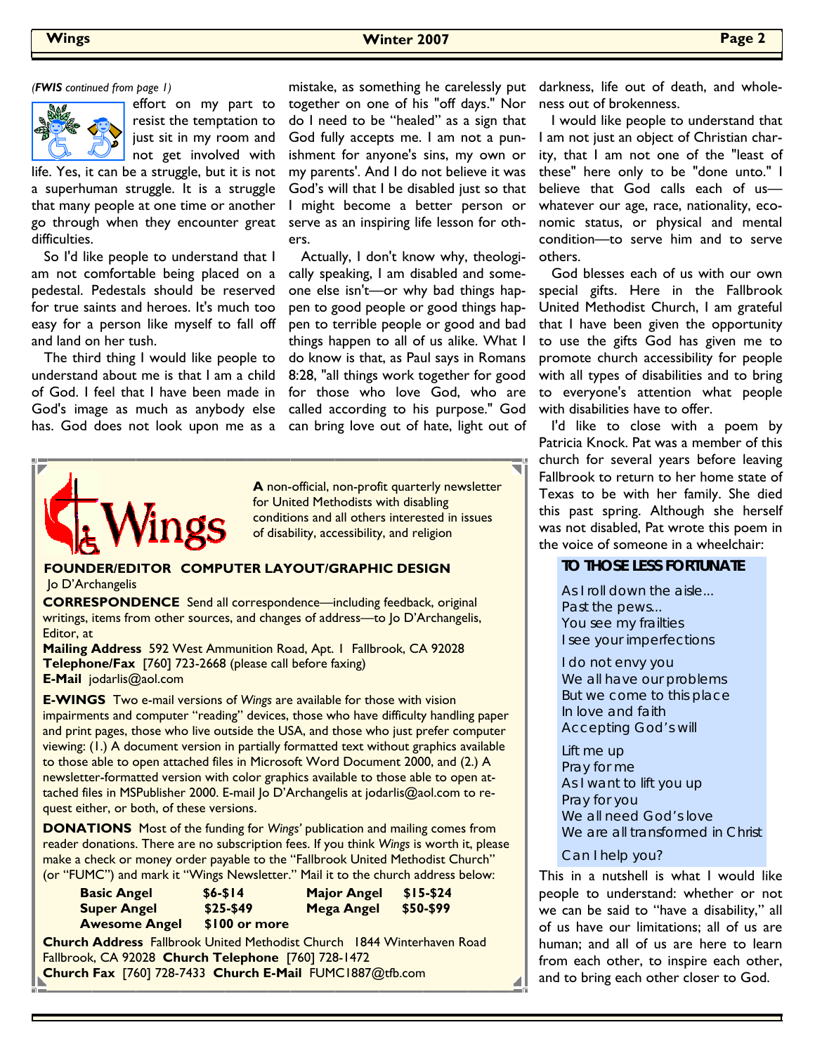*(FWIS continued from page 1)*

effort on my part to resist the temptation to just sit in my room and not get involved with life. Yes, it can be a struggle, but it is not a superhuman struggle. It is a struggle that many people at one time or another go through when they encounter great difficulties.

So I'd like people to understand that I am not comfortable being placed on a pedestal. Pedestals should be reserved for true saints and heroes. It's much too easy for a person like myself to fall off and land on her tush.

The third thing I would like people to understand about me is that I am a child of God. I feel that I have been made in God's image as much as anybody else has. God does not look upon me as a mistake, as something he carelessly put together on one of his "off days." Nor do I need to be "healed" as a sign that God fully accepts me. I am not a punishment for anyone's sins, my own or my parents'. And I do not believe it was God's will that I be disabled just so that I might become a better person or serve as an inspiring life lesson for others.

Actually, I don't know why, theologically speaking, I am disabled and someone else isn't—or why bad things happen to good people or good things happen to terrible people or good and bad things happen to all of us alike. What I do know is that, as Paul says in Romans 8:28, "all things work together for good for those who love God, who are called according to his purpose." God can bring love out of hate, light out of darkness, life out of death, and wholeness out of brokenness.

I would like people to understand that I am not just an object of Christian charity, that I am not one of the "least of these" here only to be "done unto." I believe that God calls each of us—whatever our age, race, nationality, economic status, or physical and mental condition—to serve him and to serve others.

God blesses each of us with our own special gifts. Here in the Fallbrook United Methodist Church, I am grateful that I have been given the opportunity to use the gifts God has given me to promote church accessibility for people with all types of disabilities and to bring to everyone's attention what people with disabilities have to offer.

I'd like to close with a poem by Patricia Knock. Pat was a member of this church for several years before leaving Fallbrook to return to her home state of Texas to be with her family. She died this past spring. Although she herself was not disabled, Pat wrote this poem in the voice of someone in a wheelchair:

**TO THOSE LESS FORTUNATE**

As I roll down the aisle…  
Past the pews…  
You see my frailties  
I see your imperfections

I do not envy you  
We all have our problems  
But we come to this place  
In love and faith  
Accepting God's will

Lift me up  
Pray for me  
As I want to lift you up  
Pray for you  
We all need God's love  
We are all transformed in Christ

Can I help you?

This in a nutshell is what I would like people to understand: whether or not we can be said to "have a disability," all of us have our limitations; all of us are human; and all of us are here to learn from each other, to inspire each other, and to bring each other closer to God.

---

**Wings**

**A** non-official, non-profit quarterly newsletter for United Methodists with disabling conditions and all others interested in issues of disability, accessibility, and religion

**FOUNDER/EDITOR COMPUTER LAYOUT/GRAPHIC DESIGN**  
Jo D'Archangelis

**CORRESPONDENCE** Send all correspondence—including feedback, original writings, items from other sources, and changes of address—to Jo D'Archangelis, Editor, at

**Mailing Address** 592 West Ammunition Road, Apt. 1 Fallbrook, CA 92028  
**Telephone/Fax** [760] 723-2668 (please call before faxing)  
**E-Mail** jodarlis@aol.com

**E-WINGS** Two e-mail versions of *Wings* are available for those with vision impairments and computer "reading" devices, those who have difficulty handling paper and print pages, those who live outside the USA, and those who just prefer computer viewing: (1.) A document version in partially formatted text without graphics available to those able to open attached files in Microsoft Word Document 2000, and (2.) A newsletter-formatted version with color graphics available to those able to open attached files in MSPublisher 2000. E-mail Jo D'Archangelis at jodarlis@aol.com to request either, or both, of these versions.

**DONATIONS** Most of the funding for *Wings'* publication and mailing comes from reader donations. There are no subscription fees. If you think *Wings* is worth it, please make a check or money order payable to the "Fallbrook United Methodist Church" (or "FUMC") and mark it "Wings Newsletter." Mail it to the church address below:

| | | | |
|---|---|---|---|
| **Basic Angel** | **$6-$14** | **Major Angel** | **$15-$24** |
| **Super Angel** | **$25-$49** | **Mega Angel** | **$50-$99** |
| **Awesome Angel** | **$100 or more** | | |

**Church Address** Fallbrook United Methodist Church 1844 Winterhaven Road Fallbrook, CA 92028 **Church Telephone** [760] 728-1472  
**Church Fax** [760] 728-7433 **Church E-Mail** FUMC1887@tfb.com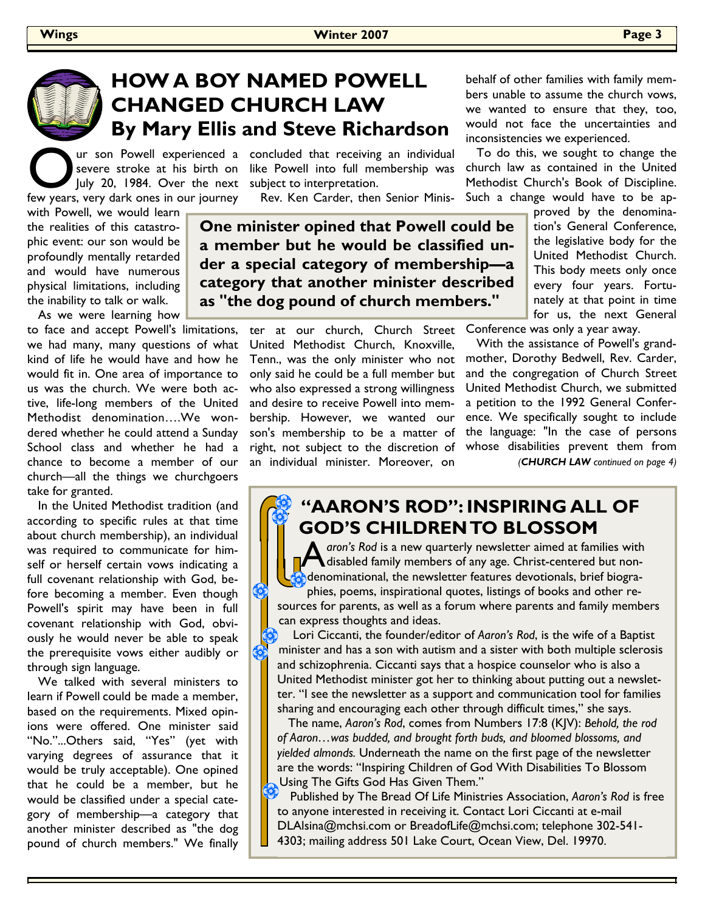# HOW A BOY NAMED POWELL CHANGED CHURCH LAW

## By Mary Ellis and Steve Richardson

Our son Powell experienced a severe stroke at his birth on July 20, 1984. Over the next few years, very dark ones in our journey with Powell, we would learn the realities of this catastrophic event: our son would be profoundly mentally retarded and would have numerous physical limitations, including the inability to talk or walk.

As we were learning how to face and accept Powell's limitations, we had many, many questions of what kind of life he would have and how he would fit in. One area of importance to us was the church. We were both active, life-long members of the United Methodist denomination….We wondered whether he could attend a Sunday School class and whether he had a chance to become a member of our church—all the things we churchgoers take for granted.

In the United Methodist tradition (and according to specific rules at that time about church membership), an individual was required to communicate for himself or herself certain vows indicating a full covenant relationship with God, before becoming a member. Even though Powell's spirit may have been in full covenant relationship with God, obviously he would never be able to speak the prerequisite vows either audibly or through sign language.

We talked with several ministers to learn if Powell could be made a member, based on the requirements. Mixed opinions were offered. One minister said "No."...Others said, "Yes" (yet with varying degrees of assurance that it would be truly acceptable). One opined that he could be a member, but he would be classified under a special category of membership—a category that another minister described as "the dog pound of church members." We finally concluded that receiving an individual like Powell into full membership was subject to interpretation.

**One minister opined that Powell could be a member but he would be classified under a special category of membership—a category that another minister described as "the dog pound of church members."**

Rev. Ken Carder, then Senior Minister at our church, Church Street United Methodist Church, Knoxville, Tenn., was the only minister who not only said he could be a full member but who also expressed a strong willingness and desire to receive Powell into membership. However, we wanted our son's membership to be a matter of right, not subject to the discretion of an individual minister. Moreover, on behalf of other families with family members unable to assume the church vows, we wanted to ensure that they, too, would not face the uncertainties and inconsistencies we experienced.

To do this, we sought to change the church law as contained in the United Methodist Church's Book of Discipline. Such a change would have to be approved by the denomination's General Conference, the legislative body for the United Methodist Church. This body meets only once every four years. Fortunately at that point in time for us, the next General Conference was only a year away.

With the assistance of Powell's grandmother, Dorothy Bedwell, Rev. Carder, and the congregation of Church Street United Methodist Church, we submitted a petition to the 1992 General Conference. We specifically sought to include the language: "In the case of persons whose disabilities prevent them from

*(**CHURCH LAW** continued on page 4)*

# "AARON'S ROD": INSPIRING ALL OF GOD'S CHILDREN TO BLOSSOM

*Aaron's Rod* is a new quarterly newsletter aimed at families with disabled family members of any age. Christ-centered but non-denominational, the newsletter features devotionals, brief biographies, poems, inspirational quotes, listings of books and other resources for parents, as well as a forum where parents and family members can express thoughts and ideas.

Lori Ciccanti, the founder/editor of *Aaron's Rod*, is the wife of a Baptist minister and has a son with autism and a sister with both multiple sclerosis and schizophrenia. Ciccanti says that a hospice counselor who is also a United Methodist minister got her to thinking about putting out a newsletter. "I see the newsletter as a support and communication tool for families sharing and encouraging each other through difficult times," she says.

The name, *Aaron's Rod*, comes from Numbers 17:8 (KJV): *Behold, the rod of Aaron…was budded, and brought forth buds, and bloomed blossoms, and yielded almonds.* Underneath the name on the first page of the newsletter are the words: "Inspiring Children of God With Disabilities To Blossom Using The Gifts God Has Given Them."

Published by The Bread Of Life Ministries Association, *Aaron's Rod* is free to anyone interested in receiving it. Contact Lori Ciccanti at e-mail DLAlsina@mchsi.com or BreadofLife@mchsi.com; telephone 302-541-4303; mailing address 501 Lake Court, Ocean View, Del. 19970.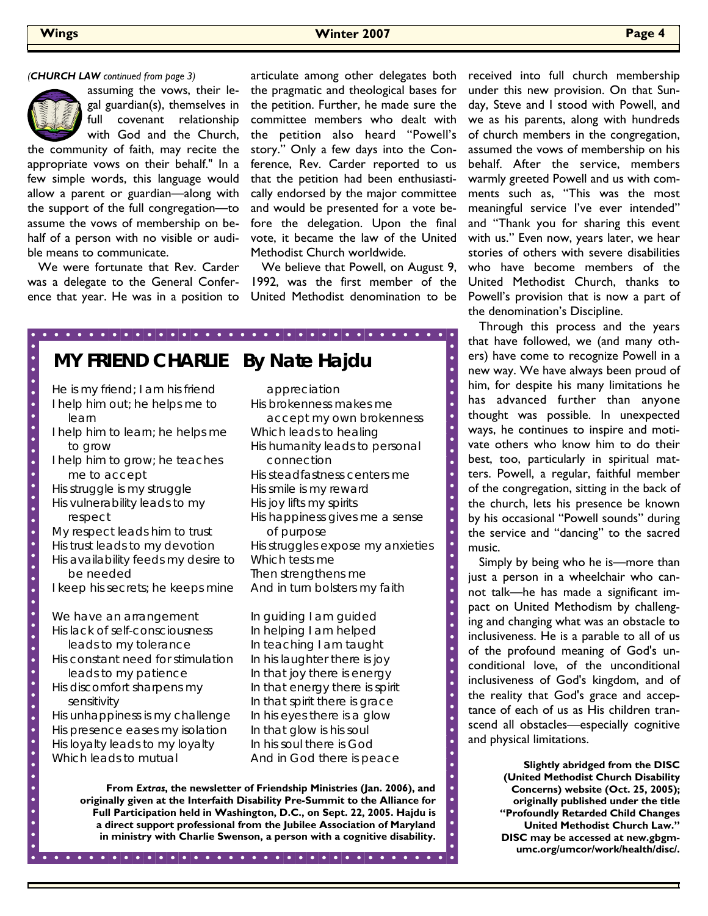*(CHURCH LAW continued from page 3)*

assuming the vows, their legal guardian(s), themselves in full covenant relationship with God and the Church, the community of faith, may recite the appropriate vows on their behalf." In a few simple words, this language would allow a parent or guardian—along with the support of the full congregation—to assume the vows of membership on behalf of a person with no visible or audible means to communicate.

We were fortunate that Rev. Carder was a delegate to the General Conference that year. He was in a position to articulate among other delegates both the pragmatic and theological bases for the petition. Further, he made sure the committee members who dealt with the petition also heard "Powell's story." Only a few days into the Conference, Rev. Carder reported to us that the petition had been enthusiastically endorsed by the major committee and would be presented for a vote before the delegation. Upon the final vote, it became the law of the United Methodist Church worldwide.

We believe that Powell, on August 9, 1992, was the first member of the United Methodist denomination to be received into full church membership under this new provision. On that Sunday, Steve and I stood with Powell, and we as his parents, along with hundreds of church members in the congregation, assumed the vows of membership on his behalf. After the service, members warmly greeted Powell and us with comments such as, "This was the most meaningful service I've ever intended" and "Thank you for sharing this event with us." Even now, years later, we hear stories of others with severe disabilities who have become members of the United Methodist Church, thanks to Powell's provision that is now a part of the denomination's Discipline.

Through this process and the years that have followed, we (and many others) have come to recognize Powell in a new way. We have always been proud of him, for despite his many limitations he has advanced further than anyone thought was possible. In unexpected ways, he continues to inspire and motivate others who know him to do their best, too, particularly in spiritual matters. Powell, a regular, faithful member of the congregation, sitting in the back of the church, lets his presence be known by his occasional "Powell sounds" during the service and "dancing" to the sacred music.

Simply by being who he is—more than just a person in a wheelchair who cannot talk—he has made a significant impact on United Methodism by challenging and changing what was an obstacle to inclusiveness. He is a parable to all of us of the profound meaning of God's unconditional love, of the unconditional inclusiveness of God's kingdom, and of the reality that God's grace and acceptance of each of us as His children transcend all obstacles—especially cognitive and physical limitations.

**Slightly abridged from the DISC (United Methodist Church Disability Concerns) website (Oct. 25, 2005); originally published under the title "Profoundly Retarded Child Changes United Methodist Church Law." DISC may be accessed at new.gbgm-umc.org/umcor/work/health/disc/.**

## MY FRIEND CHARLIE   By Nate Hajdu

He is my friend; I am his friend
I help him out; he helps me to learn
I help him to learn; he helps me to grow
I help him to grow; he teaches me to accept
His struggle is my struggle
His vulnerability leads to my respect
My respect leads him to trust
His trust leads to my devotion
His availability feeds my desire to be needed
I keep his secrets; he keeps mine

We have an arrangement
His lack of self-consciousness leads to my tolerance
His constant need for stimulation leads to my patience
His discomfort sharpens my sensitivity
His unhappiness is my challenge
His presence eases my isolation
His loyalty leads to my loyalty
Which leads to mutual appreciation
His brokenness makes me accept my own brokenness
Which leads to healing
His humanity leads to personal connection
His steadfastness centers me
His smile is my reward
His joy lifts my spirits
His happiness gives me a sense of purpose
His struggles expose my anxieties
Which tests me
Then strengthens me
And in turn bolsters my faith

In guiding I am guided
In helping I am helped
In teaching I am taught
In his laughter there is joy
In that joy there is energy
In that energy there is spirit
In that spirit there is grace
In his eyes there is a glow
In that glow is his soul
In his soul there is God
And in God there is peace

**From *Extras*, the newsletter of Friendship Ministries (Jan. 2006), and originally given at the Interfaith Disability Pre-Summit to the Alliance for Full Participation held in Washington, D.C., on Sept. 22, 2005. Hajdu is a direct support professional from the Jubilee Association of Maryland in ministry with Charlie Swenson, a person with a cognitive disability.**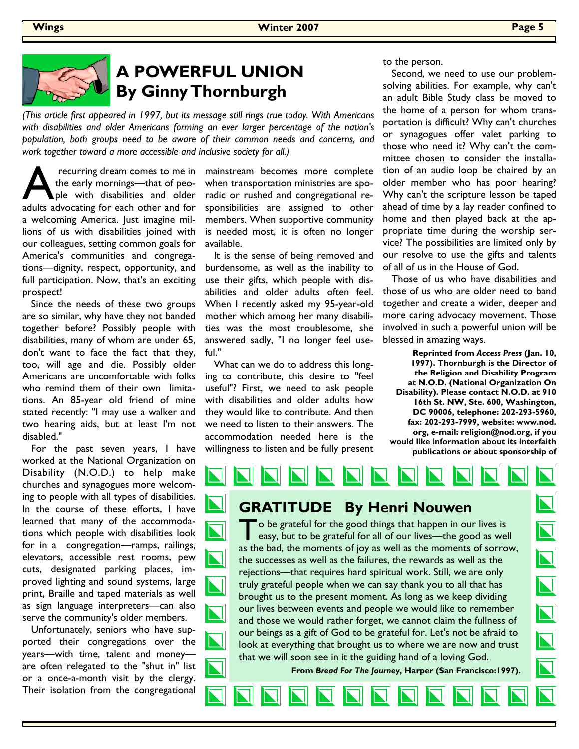# A POWERFUL UNION
# By Ginny Thornburgh

*(This article first appeared in 1997, but its message still rings true today. With Americans with disabilities and older Americans forming an ever larger percentage of the nation's population, both groups need to be aware of their common needs and concerns, and work together toward a more accessible and inclusive society for all.)*

A recurring dream comes to me in the early mornings—that of people with disabilities and older adults advocating for each other and for a welcoming America. Just imagine millions of us with disabilities joined with our colleagues, setting common goals for America's communities and congregations—dignity, respect, opportunity, and full participation. Now, that's an exciting prospect!

Since the needs of these two groups are so similar, why have they not banded together before? Possibly people with disabilities, many of whom are under 65, don't want to face the fact that they, too, will age and die. Possibly older Americans are uncomfortable with folks who remind them of their own limitations. An 85-year old friend of mine stated recently: "I may use a walker and two hearing aids, but at least I'm not disabled."

For the past seven years, I have worked at the National Organization on Disability (N.O.D.) to help make churches and synagogues more welcoming to people with all types of disabilities. In the course of these efforts, I have learned that many of the accommodations which people with disabilities look for in a congregation—ramps, railings, elevators, accessible rest rooms, pew cuts, designated parking places, improved lighting and sound systems, large print, Braille and taped materials as well as sign language interpreters—can also serve the community's older members.

Unfortunately, seniors who have supported their congregations over the years—with time, talent and money—are often relegated to the "shut in" list or a once-a-month visit by the clergy. Their isolation from the congregational mainstream becomes more complete when transportation ministries are sporadic or rushed and congregational responsibilities are assigned to other members. When supportive community is needed most, it is often no longer available.

It is the sense of being removed and burdensome, as well as the inability to use their gifts, which people with disabilities and older adults often feel. When I recently asked my 95-year-old mother which among her many disabilities was the most troublesome, she answered sadly, "I no longer feel useful."

What can we do to address this longing to contribute, this desire to "feel useful"? First, we need to ask people with disabilities and older adults how they would like to contribute. And then we need to listen to their answers. The accommodation needed here is the willingness to listen and be fully present to the person.

Second, we need to use our problem-solving abilities. For example, why can't an adult Bible Study class be moved to the home of a person for whom transportation is difficult? Why can't churches or synagogues offer valet parking to those who need it? Why can't the committee chosen to consider the installation of an audio loop be chaired by an older member who has poor hearing? Why can't the scripture lesson be taped ahead of time by a lay reader confined to home and then played back at the appropriate time during the worship service? The possibilities are limited only by our resolve to use the gifts and talents of all of us in the House of God.

Those of us who have disabilities and those of us who are older need to band together and create a wider, deeper and more caring advocacy movement. Those involved in such a powerful union will be blessed in amazing ways.

**Reprinted from *Access Press* (Jan. 10, 1997). Thornburgh is the Director of the Religion and Disability Program at N.O.D. (National Organization On Disability). Please contact N.O.D. at 910 16th St. NW, Ste. 600, Washington, DC 90006, telephone: 202-293-5960, fax: 202-293-7999, website: www.nod.org, e-mail: religion@nod.org, if you would like information about its interfaith publications or about sponsorship of**

## GRATITUDE By Henri Nouwen

To be grateful for the good things that happen in our lives is easy, but to be grateful for all of our lives—the good as well as the bad, the moments of joy as well as the moments of sorrow, the successes as well as the failures, the rewards as well as the rejections—that requires hard spiritual work. Still, we are only truly grateful people when we can say thank you to all that has brought us to the present moment. As long as we keep dividing our lives between events and people we would like to remember and those we would rather forget, we cannot claim the fullness of our beings as a gift of God to be grateful for. Let's not be afraid to look at everything that brought us to where we are now and trust that we will soon see in it the guiding hand of a loving God.

**From *Bread For The Journey*, Harper (San Francisco:1997).**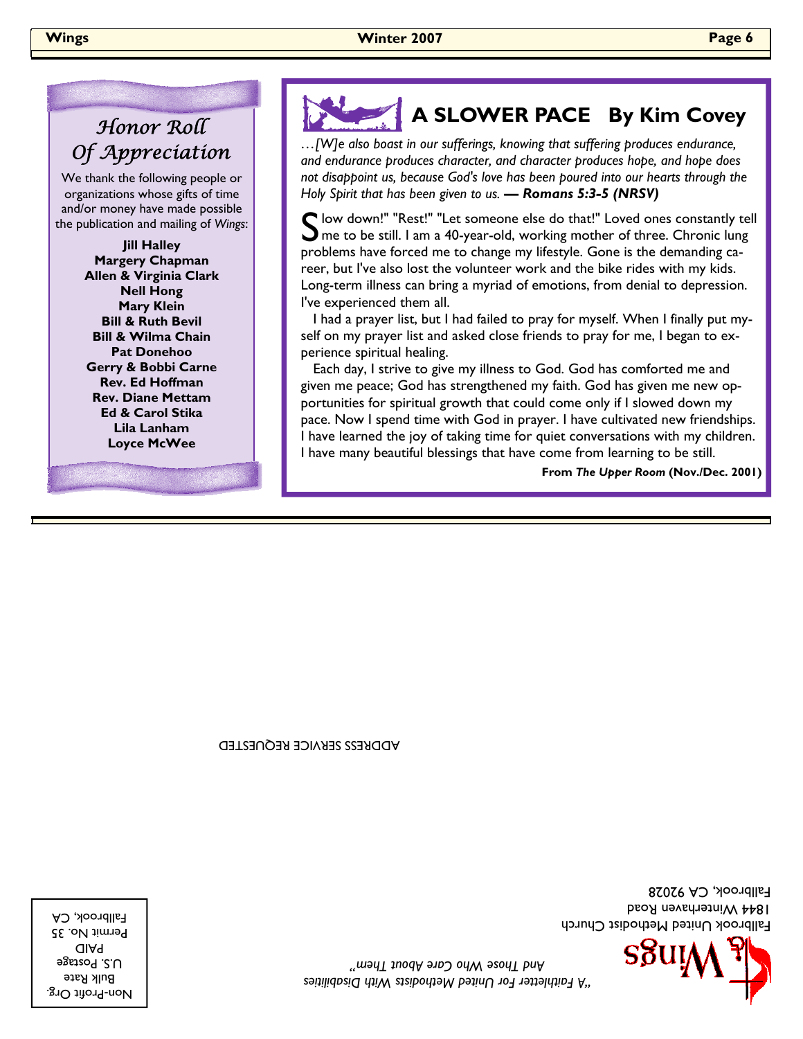## Honor Roll Of Appreciation

We thank the following people or organizations whose gifts of time and/or money have made possible the publication and mailing of *Wings*:

**Jill Halley**
**Margery Chapman**
**Allen & Virginia Clark**
**Nell Hong**
**Mary Klein**
**Bill & Ruth Bevil**
**Bill & Wilma Chain**
**Pat Donehoo**
**Gerry & Bobbi Carne**
**Rev. Ed Hoffman**
**Rev. Diane Mettam**
**Ed & Carol Stika**
**Lila Lanham**
**Loyce McWee**

## A SLOWER PACE By Kim Covey

*…[W]e also boast in our sufferings, knowing that suffering produces endurance, and endurance produces character, and character produces hope, and hope does not disappoint us, because God's love has been poured into our hearts through the Holy Spirit that has been given to us.* ***— Romans 5:3-5 (NRSV)***

Slow down!" "Rest!" "Let someone else do that!" Loved ones constantly tell me to be still. I am a 40-year-old, working mother of three. Chronic lung problems have forced me to change my lifestyle. Gone is the demanding career, but I've also lost the volunteer work and the bike rides with my kids. Long-term illness can bring a myriad of emotions, from denial to depression. I've experienced them all.

I had a prayer list, but I had failed to pray for myself. When I finally put myself on my prayer list and asked close friends to pray for me, I began to experience spiritual healing.

Each day, I strive to give my illness to God. God has comforted me and given me peace; God has strengthened my faith. God has given me new opportunities for spiritual growth that could come only if I slowed down my pace. Now I spend time with God in prayer. I have cultivated new friendships. I have learned the joy of taking time for quiet conversations with my children. I have many beautiful blessings that have come from learning to be still.

**From *The Upper Room* (Nov./Dec. 2001)**

ADDRESS SERVICE REQUESTED

Wings

"A Faithletter For United Methodists With Disabilities And Those Who Care About Them"

Fallbrook United Methodist Church
1844 Winterhaven Road
Fallbrook, CA 92028

Non-Profit Org.
Bulk Rate
U.S. Postage
PAID
Permit No. 35
Fallbrook, CA